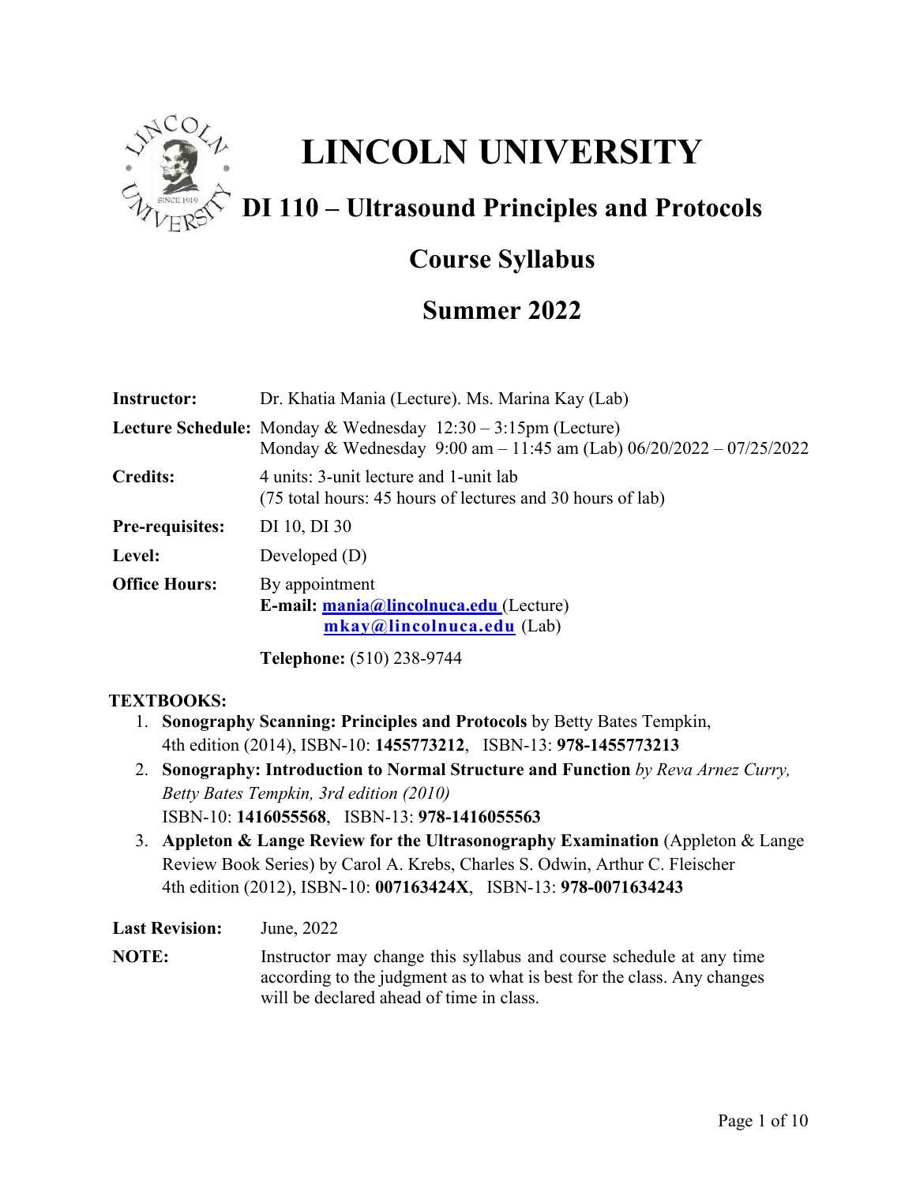# LINCOLN UNIVERSITY

## DI 110 – Ultrasound Principles and Protocols

## Course Syllabus

## Summer 2022

**Instructor:** Dr. Khatia Mania (Lecture). Ms. Marina Kay (Lab)

**Lecture Schedule:** Monday & Wednesday 12:30 – 3:15pm (Lecture)
Monday & Wednesday 9:00 am – 11:45 am (Lab) 06/20/2022 – 07/25/2022

**Credits:** 4 units: 3-unit lecture and 1-unit lab
(75 total hours: 45 hours of lectures and 30 hours of lab)

**Pre-requisites:** DI 10, DI 30

**Level:** Developed (D)

**Office Hours:** By appointment
**E-mail:** mania@lincolnuca.edu (Lecture)
mkay@lincolnuca.edu (Lab)

**Telephone:** (510) 238-9744

**TEXTBOOKS:**

1. **Sonography Scanning: Principles and Protocols** by Betty Bates Tempkin, 4th edition (2014), ISBN-10: **1455773212**, ISBN-13: **978-1455773213**
2. **Sonography: Introduction to Normal Structure and Function** *by Reva Arnez Curry, Betty Bates Tempkin, 3rd edition (2010)*
ISBN-10: **1416055568**, ISBN-13: **978-1416055563**
3. **Appleton & Lange Review for the Ultrasonography Examination** (Appleton & Lange Review Book Series) by Carol A. Krebs, Charles S. Odwin, Arthur C. Fleischer 4th edition (2012), ISBN-10: **007163424X**, ISBN-13: **978-0071634243**

**Last Revision:** June, 2022

**NOTE:** Instructor may change this syllabus and course schedule at any time according to the judgment as to what is best for the class. Any changes will be declared ahead of time in class.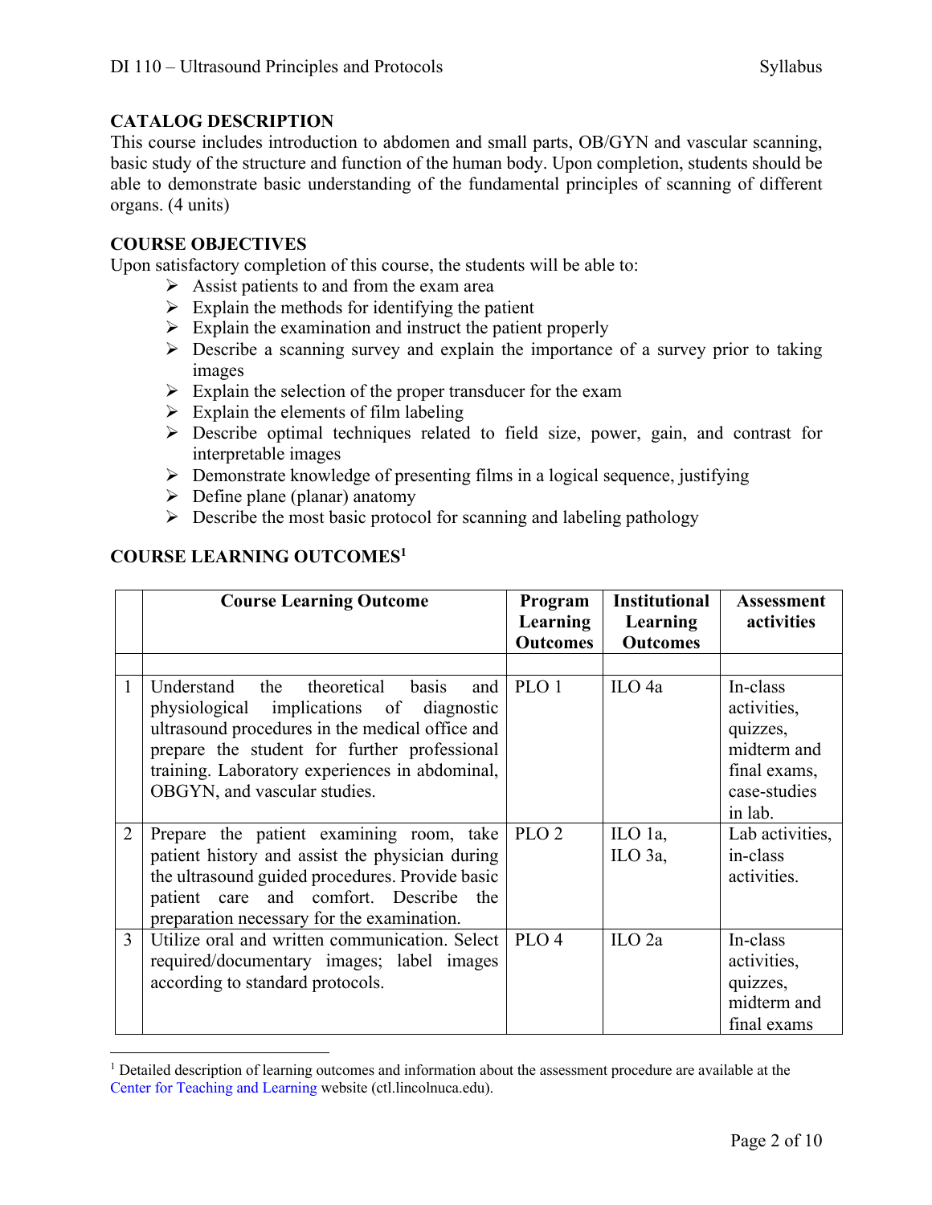## CATALOG DESCRIPTION

This course includes introduction to abdomen and small parts, OB/GYN and vascular scanning, basic study of the structure and function of the human body. Upon completion, students should be able to demonstrate basic understanding of the fundamental principles of scanning of different organs. (4 units)

## COURSE OBJECTIVES

Upon satisfactory completion of this course, the students will be able to:

- Assist patients to and from the exam area
- Explain the methods for identifying the patient
- Explain the examination and instruct the patient properly
- Describe a scanning survey and explain the importance of a survey prior to taking images
- Explain the selection of the proper transducer for the exam
- Explain the elements of film labeling
- Describe optimal techniques related to field size, power, gain, and contrast for interpretable images
- Demonstrate knowledge of presenting films in a logical sequence, justifying
- Define plane (planar) anatomy
- Describe the most basic protocol for scanning and labeling pathology

## COURSE LEARNING OUTCOMES[1]

| | Course Learning Outcome | Program Learning Outcomes | Institutional Learning Outcomes | Assessment activities |
|---|---|---|---|---|
| | | | | |
| 1 | Understand the theoretical basis and physiological implications of diagnostic ultrasound procedures in the medical office and prepare the student for further professional training. Laboratory experiences in abdominal, OBGYN, and vascular studies. | PLO 1 | ILO 4a | In-class activities, quizzes, midterm and final exams, case-studies in lab. |
| 2 | Prepare the patient examining room, take patient history and assist the physician during the ultrasound guided procedures. Provide basic patient care and comfort. Describe the preparation necessary for the examination. | PLO 2 | ILO 1a, ILO 3a, | Lab activities, in-class activities. |
| 3 | Utilize oral and written communication. Select required/documentary images; label images according to standard protocols. | PLO 4 | ILO 2a | In-class activities, quizzes, midterm and final exams |

[1] Detailed description of learning outcomes and information about the assessment procedure are available at the Center for Teaching and Learning website (ctl.lincolnuca.edu).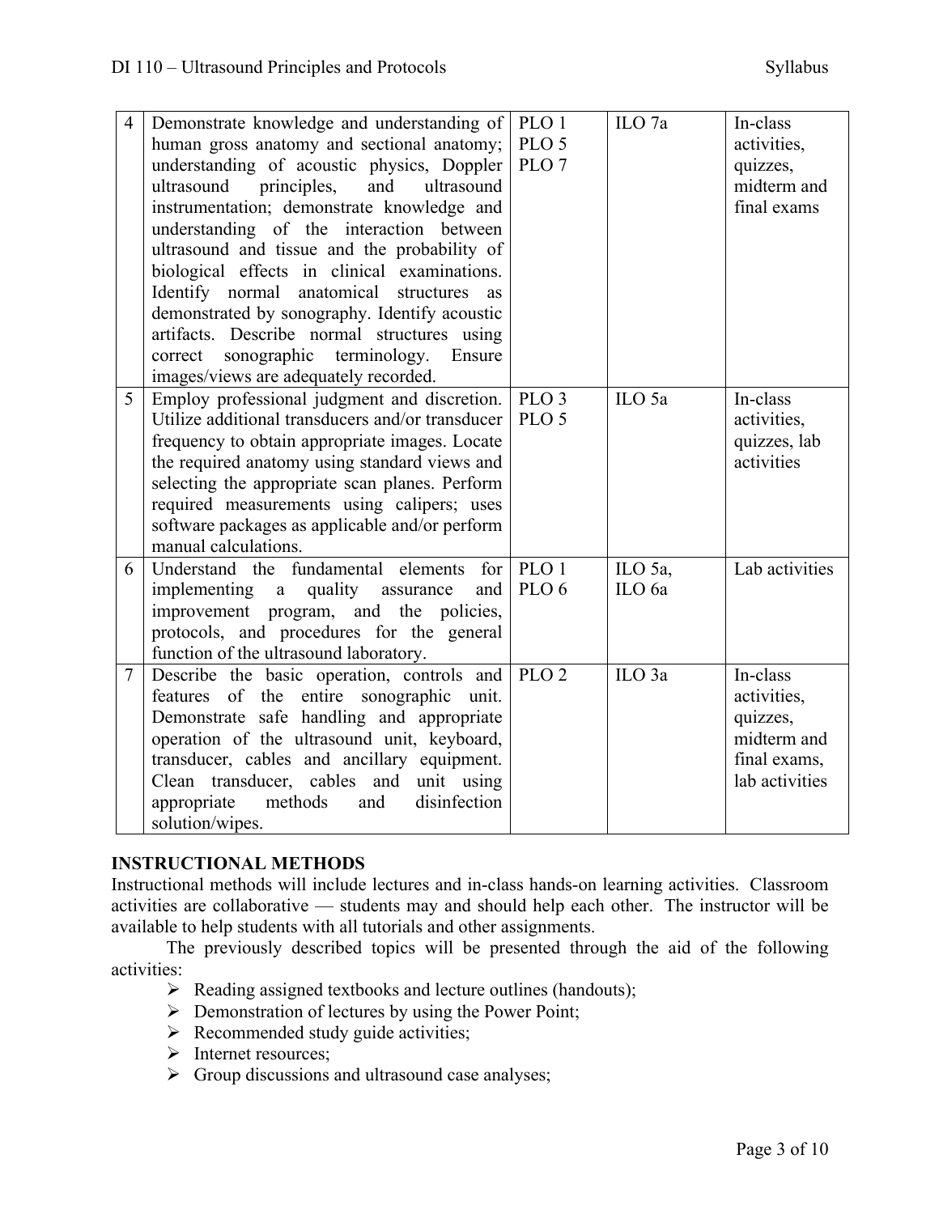| 4 | Demonstrate knowledge and understanding of human gross anatomy and sectional anatomy; understanding of acoustic physics, Doppler ultrasound principles, and ultrasound instrumentation; demonstrate knowledge and understanding of the interaction between ultrasound and tissue and the probability of biological effects in clinical examinations. Identify normal anatomical structures as demonstrated by sonography. Identify acoustic artifacts. Describe normal structures using correct sonographic terminology. Ensure images/views are adequately recorded. | PLO 1<br>PLO 5<br>PLO 7 | ILO 7a | In-class activities, quizzes, midterm and final exams |
|---|---|---|---|---|
| 5 | Employ professional judgment and discretion. Utilize additional transducers and/or transducer frequency to obtain appropriate images. Locate the required anatomy using standard views and selecting the appropriate scan planes. Perform required measurements using calipers; uses software packages as applicable and/or perform manual calculations. | PLO 3<br>PLO 5 | ILO 5a | In-class activities, quizzes, lab activities |
| 6 | Understand the fundamental elements for implementing a quality assurance and improvement program, and the policies, protocols, and procedures for the general function of the ultrasound laboratory. | PLO 1<br>PLO 6 | ILO 5a, ILO 6a | Lab activities |
| 7 | Describe the basic operation, controls and features of the entire sonographic unit. Demonstrate safe handling and appropriate operation of the ultrasound unit, keyboard, transducer, cables and ancillary equipment. Clean transducer, cables and unit using appropriate methods and disinfection solution/wipes. | PLO 2 | ILO 3a | In-class activities, quizzes, midterm and final exams, lab activities |

**INSTRUCTIONAL METHODS**

Instructional methods will include lectures and in-class hands-on learning activities. Classroom activities are collaborative — students may and should help each other. The instructor will be available to help students with all tutorials and other assignments.

The previously described topics will be presented through the aid of the following activities:

- Reading assigned textbooks and lecture outlines (handouts);
- Demonstration of lectures by using the Power Point;
- Recommended study guide activities;
- Internet resources;
- Group discussions and ultrasound case analyses;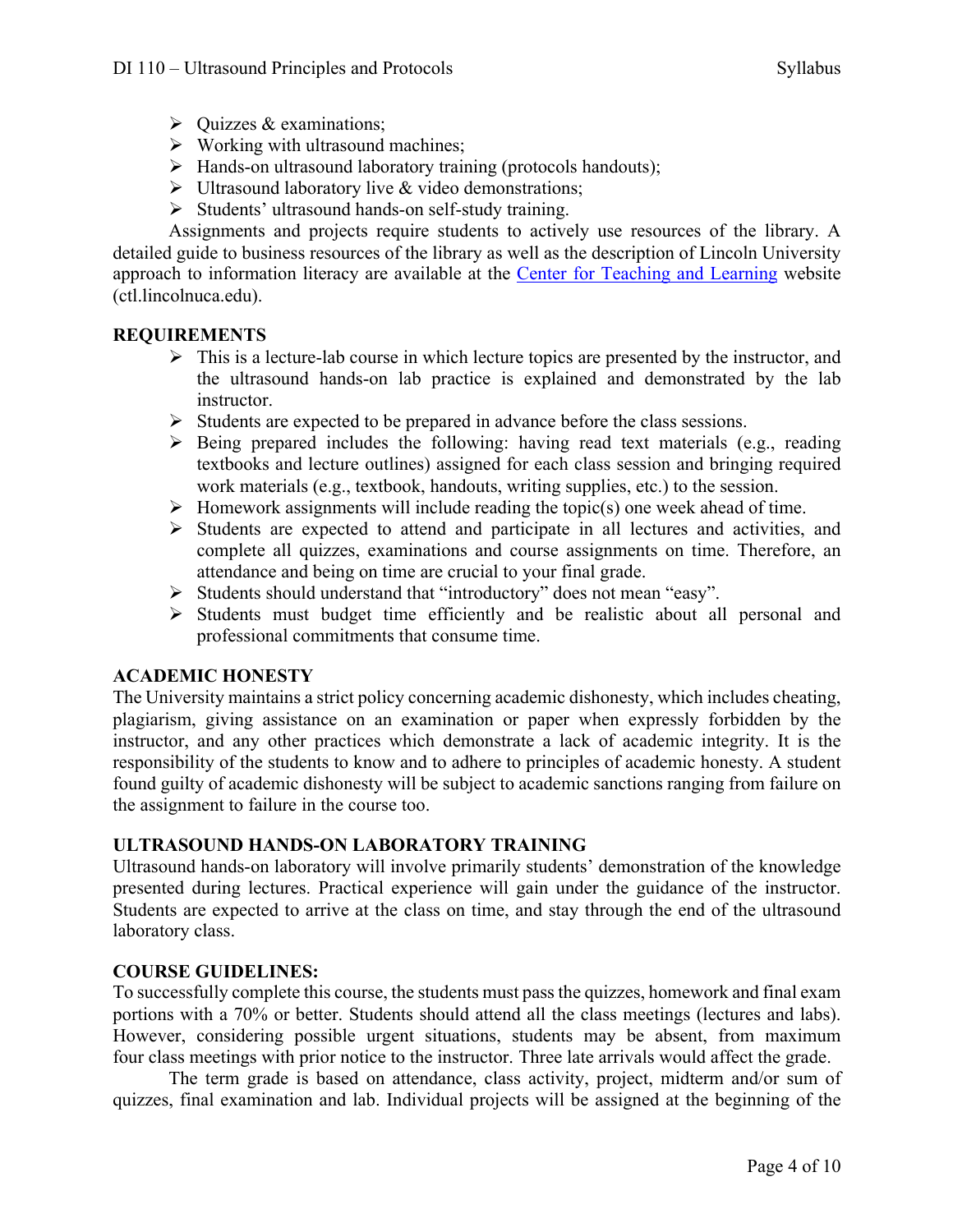- Quizzes & examinations;
- Working with ultrasound machines;
- Hands-on ultrasound laboratory training (protocols handouts);
- Ultrasound laboratory live & video demonstrations;
- Students' ultrasound hands-on self-study training.

Assignments and projects require students to actively use resources of the library. A detailed guide to business resources of the library as well as the description of Lincoln University approach to information literacy are available at the [Center for Teaching and Learning](http://ctl.lincolnuca.edu) website (ctl.lincolnuca.edu).

**REQUIREMENTS**

- This is a lecture-lab course in which lecture topics are presented by the instructor, and the ultrasound hands-on lab practice is explained and demonstrated by the lab instructor.
- Students are expected to be prepared in advance before the class sessions.
- Being prepared includes the following: having read text materials (e.g., reading textbooks and lecture outlines) assigned for each class session and bringing required work materials (e.g., textbook, handouts, writing supplies, etc.) to the session.
- Homework assignments will include reading the topic(s) one week ahead of time.
- Students are expected to attend and participate in all lectures and activities, and complete all quizzes, examinations and course assignments on time. Therefore, an attendance and being on time are crucial to your final grade.
- Students should understand that "introductory" does not mean "easy".
- Students must budget time efficiently and be realistic about all personal and professional commitments that consume time.

**ACADEMIC HONESTY**

The University maintains a strict policy concerning academic dishonesty, which includes cheating, plagiarism, giving assistance on an examination or paper when expressly forbidden by the instructor, and any other practices which demonstrate a lack of academic integrity. It is the responsibility of the students to know and to adhere to principles of academic honesty. A student found guilty of academic dishonesty will be subject to academic sanctions ranging from failure on the assignment to failure in the course too.

**ULTRASOUND HANDS-ON LABORATORY TRAINING**

Ultrasound hands-on laboratory will involve primarily students' demonstration of the knowledge presented during lectures. Practical experience will gain under the guidance of the instructor. Students are expected to arrive at the class on time, and stay through the end of the ultrasound laboratory class.

**COURSE GUIDELINES:**

To successfully complete this course, the students must pass the quizzes, homework and final exam portions with a 70% or better. Students should attend all the class meetings (lectures and labs). However, considering possible urgent situations, students may be absent, from maximum four class meetings with prior notice to the instructor. Three late arrivals would affect the grade.

The term grade is based on attendance, class activity, project, midterm and/or sum of quizzes, final examination and lab. Individual projects will be assigned at the beginning of the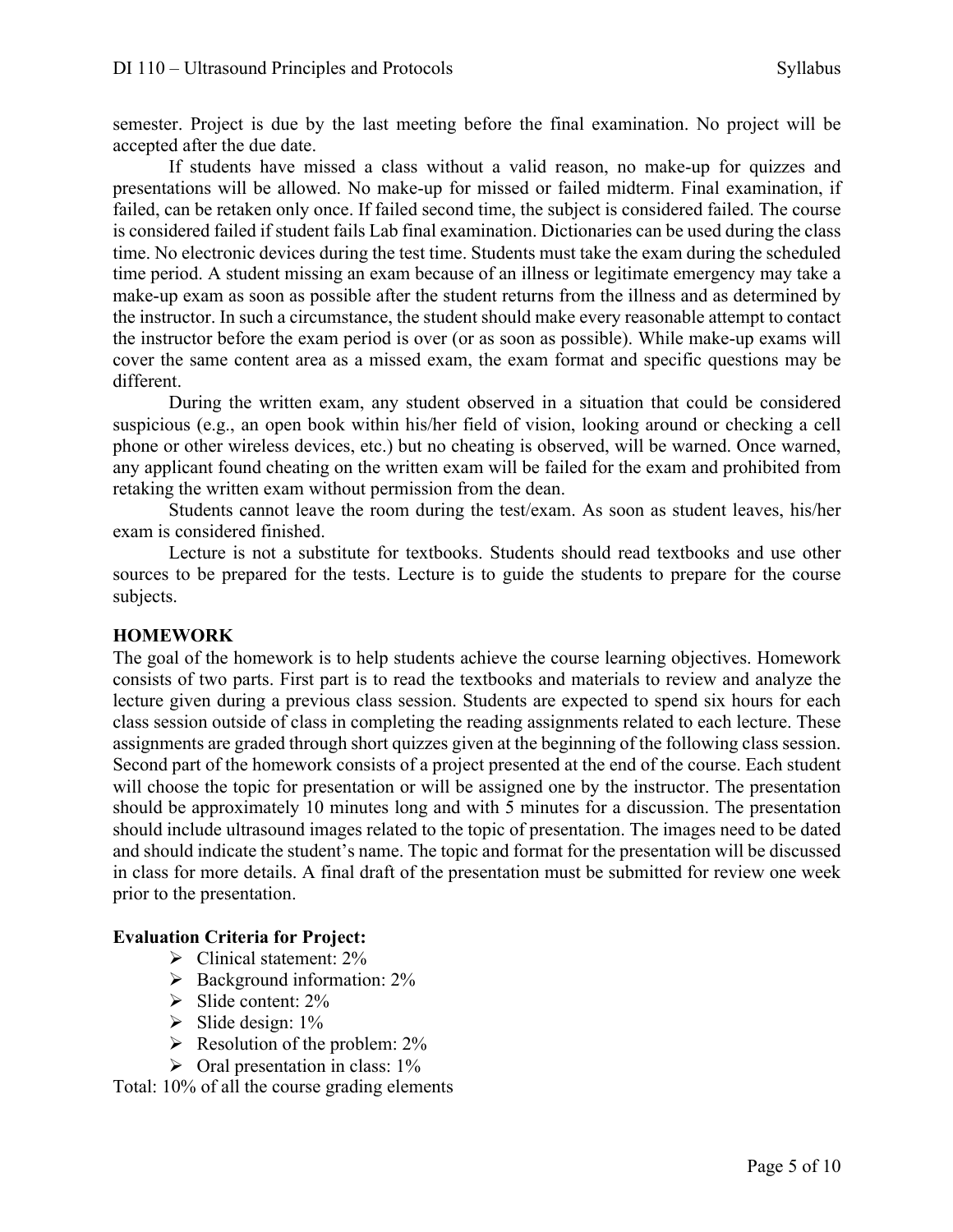semester. Project is due by the last meeting before the final examination. No project will be accepted after the due date.

If students have missed a class without a valid reason, no make-up for quizzes and presentations will be allowed. No make-up for missed or failed midterm. Final examination, if failed, can be retaken only once. If failed second time, the subject is considered failed. The course is considered failed if student fails Lab final examination. Dictionaries can be used during the class time. No electronic devices during the test time. Students must take the exam during the scheduled time period. A student missing an exam because of an illness or legitimate emergency may take a make-up exam as soon as possible after the student returns from the illness and as determined by the instructor. In such a circumstance, the student should make every reasonable attempt to contact the instructor before the exam period is over (or as soon as possible). While make-up exams will cover the same content area as a missed exam, the exam format and specific questions may be different.

During the written exam, any student observed in a situation that could be considered suspicious (e.g., an open book within his/her field of vision, looking around or checking a cell phone or other wireless devices, etc.) but no cheating is observed, will be warned. Once warned, any applicant found cheating on the written exam will be failed for the exam and prohibited from retaking the written exam without permission from the dean.

Students cannot leave the room during the test/exam. As soon as student leaves, his/her exam is considered finished.

Lecture is not a substitute for textbooks. Students should read textbooks and use other sources to be prepared for the tests. Lecture is to guide the students to prepare for the course subjects.

## HOMEWORK

The goal of the homework is to help students achieve the course learning objectives. Homework consists of two parts. First part is to read the textbooks and materials to review and analyze the lecture given during a previous class session. Students are expected to spend six hours for each class session outside of class in completing the reading assignments related to each lecture. These assignments are graded through short quizzes given at the beginning of the following class session. Second part of the homework consists of a project presented at the end of the course. Each student will choose the topic for presentation or will be assigned one by the instructor. The presentation should be approximately 10 minutes long and with 5 minutes for a discussion. The presentation should include ultrasound images related to the topic of presentation. The images need to be dated and should indicate the student's name. The topic and format for the presentation will be discussed in class for more details. A final draft of the presentation must be submitted for review one week prior to the presentation.

**Evaluation Criteria for Project:**

- Clinical statement: 2%
- Background information: 2%
- Slide content: 2%
- Slide design: 1%
- Resolution of the problem: 2%
- Oral presentation in class: 1%

Total: 10% of all the course grading elements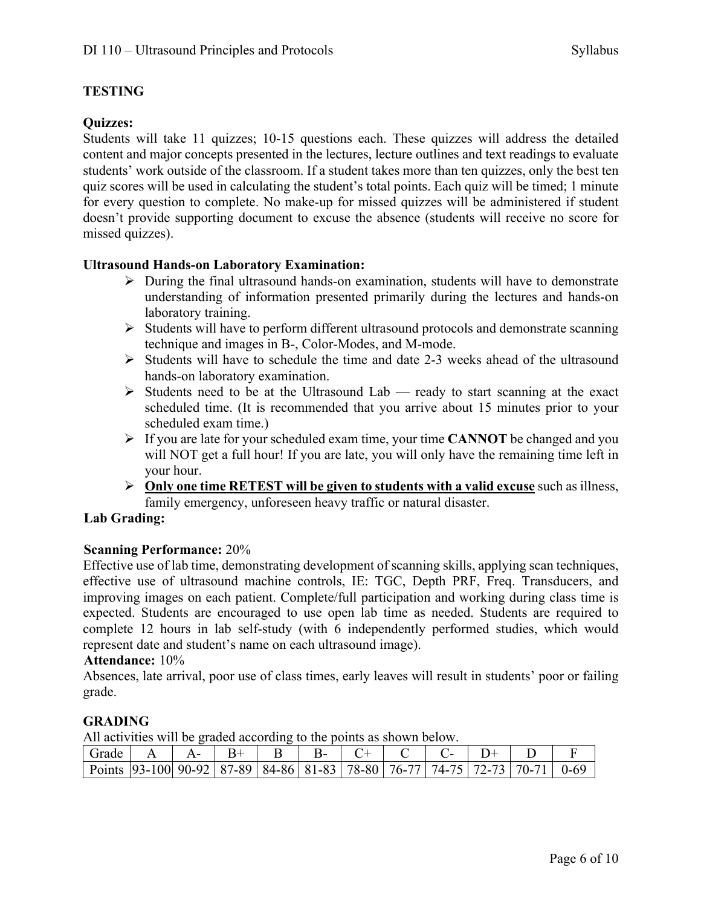## TESTING

### Quizzes:

Students will take 11 quizzes; 10-15 questions each. These quizzes will address the detailed content and major concepts presented in the lectures, lecture outlines and text readings to evaluate students' work outside of the classroom. If a student takes more than ten quizzes, only the best ten quiz scores will be used in calculating the student's total points. Each quiz will be timed; 1 minute for every question to complete. No make-up for missed quizzes will be administered if student doesn't provide supporting document to excuse the absence (students will receive no score for missed quizzes).

### Ultrasound Hands-on Laboratory Examination:

- During the final ultrasound hands-on examination, students will have to demonstrate understanding of information presented primarily during the lectures and hands-on laboratory training.
- Students will have to perform different ultrasound protocols and demonstrate scanning technique and images in B-, Color-Modes, and M-mode.
- Students will have to schedule the time and date 2-3 weeks ahead of the ultrasound hands-on laboratory examination.
- Students need to be at the Ultrasound Lab — ready to start scanning at the exact scheduled time. (It is recommended that you arrive about 15 minutes prior to your scheduled exam time.)
- If you are late for your scheduled exam time, your time **CANNOT** be changed and you will NOT get a full hour! If you are late, you will only have the remaining time left in your hour.
- **Only one time RETEST will be given to students with a valid excuse** such as illness, family emergency, unforeseen heavy traffic or natural disaster.

### Lab Grading:

**Scanning Performance:** 20%
Effective use of lab time, demonstrating development of scanning skills, applying scan techniques, effective use of ultrasound machine controls, IE: TGC, Depth PRF, Freq. Transducers, and improving images on each patient. Complete/full participation and working during class time is expected. Students are encouraged to use open lab time as needed. Students are required to complete 12 hours in lab self-study (with 6 independently performed studies, which would represent date and student's name on each ultrasound image).

**Attendance:** 10%
Absences, late arrival, poor use of class times, early leaves will result in students' poor or failing grade.

## GRADING

All activities will be graded according to the points as shown below.

| Grade | A | A- | B+ | B | B- | C+ | C | C- | D+ | D | F |
|---|---|---|---|---|---|---|---|---|---|---|---|
| Points | 93-100 | 90-92 | 87-89 | 84-86 | 81-83 | 78-80 | 76-77 | 74-75 | 72-73 | 70-71 | 0-69 |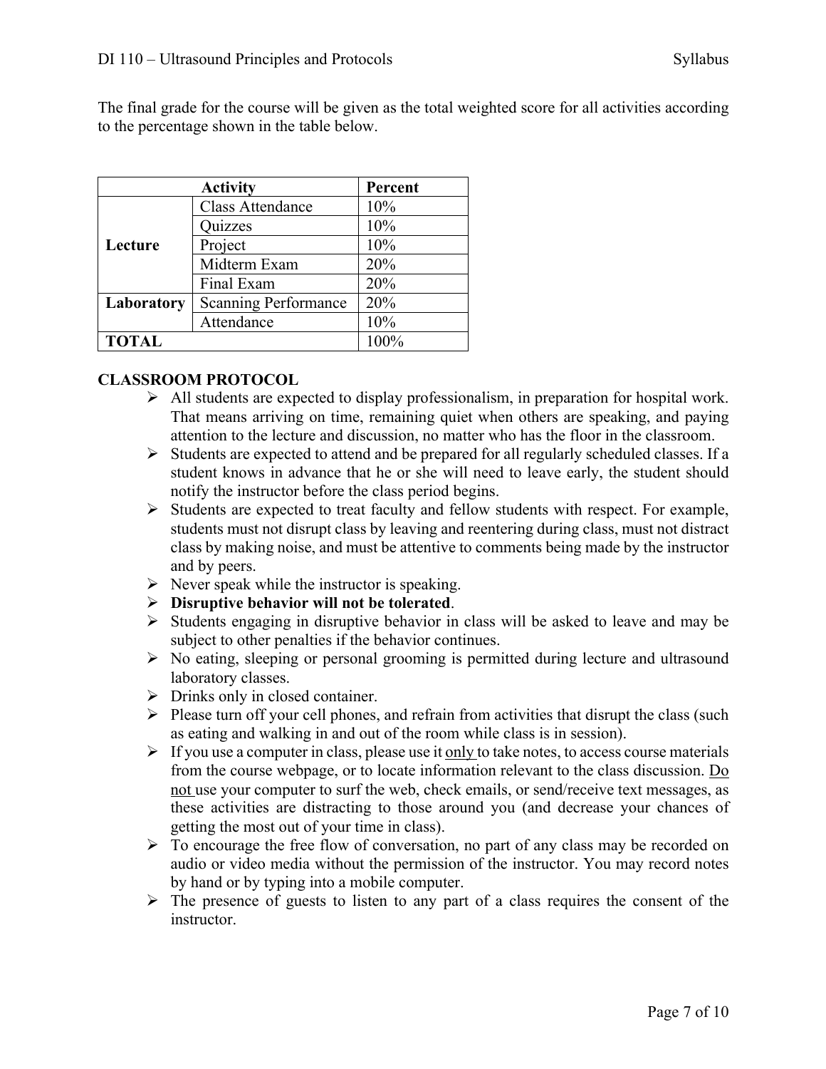The final grade for the course will be given as the total weighted score for all activities according to the percentage shown in the table below.

| Activity | | Percent |
|---|---|---|
| **Lecture** | Class Attendance | 10% |
| | Quizzes | 10% |
| | Project | 10% |
| | Midterm Exam | 20% |
| | Final Exam | 20% |
| **Laboratory** | Scanning Performance | 20% |
| | Attendance | 10% |
| **TOTAL** | | 100% |

**CLASSROOM PROTOCOL**

- All students are expected to display professionalism, in preparation for hospital work. That means arriving on time, remaining quiet when others are speaking, and paying attention to the lecture and discussion, no matter who has the floor in the classroom.
- Students are expected to attend and be prepared for all regularly scheduled classes. If a student knows in advance that he or she will need to leave early, the student should notify the instructor before the class period begins.
- Students are expected to treat faculty and fellow students with respect. For example, students must not disrupt class by leaving and reentering during class, must not distract class by making noise, and must be attentive to comments being made by the instructor and by peers.
- Never speak while the instructor is speaking.
- **Disruptive behavior will not be tolerated**.
- Students engaging in disruptive behavior in class will be asked to leave and may be subject to other penalties if the behavior continues.
- No eating, sleeping or personal grooming is permitted during lecture and ultrasound laboratory classes.
- Drinks only in closed container.
- Please turn off your cell phones, and refrain from activities that disrupt the class (such as eating and walking in and out of the room while class is in session).
- If you use a computer in class, please use it <u>only</u> to take notes, to access course materials from the course webpage, or to locate information relevant to the class discussion. <u>Do not</u> use your computer to surf the web, check emails, or send/receive text messages, as these activities are distracting to those around you (and decrease your chances of getting the most out of your time in class).
- To encourage the free flow of conversation, no part of any class may be recorded on audio or video media without the permission of the instructor. You may record notes by hand or by typing into a mobile computer.
- The presence of guests to listen to any part of a class requires the consent of the instructor.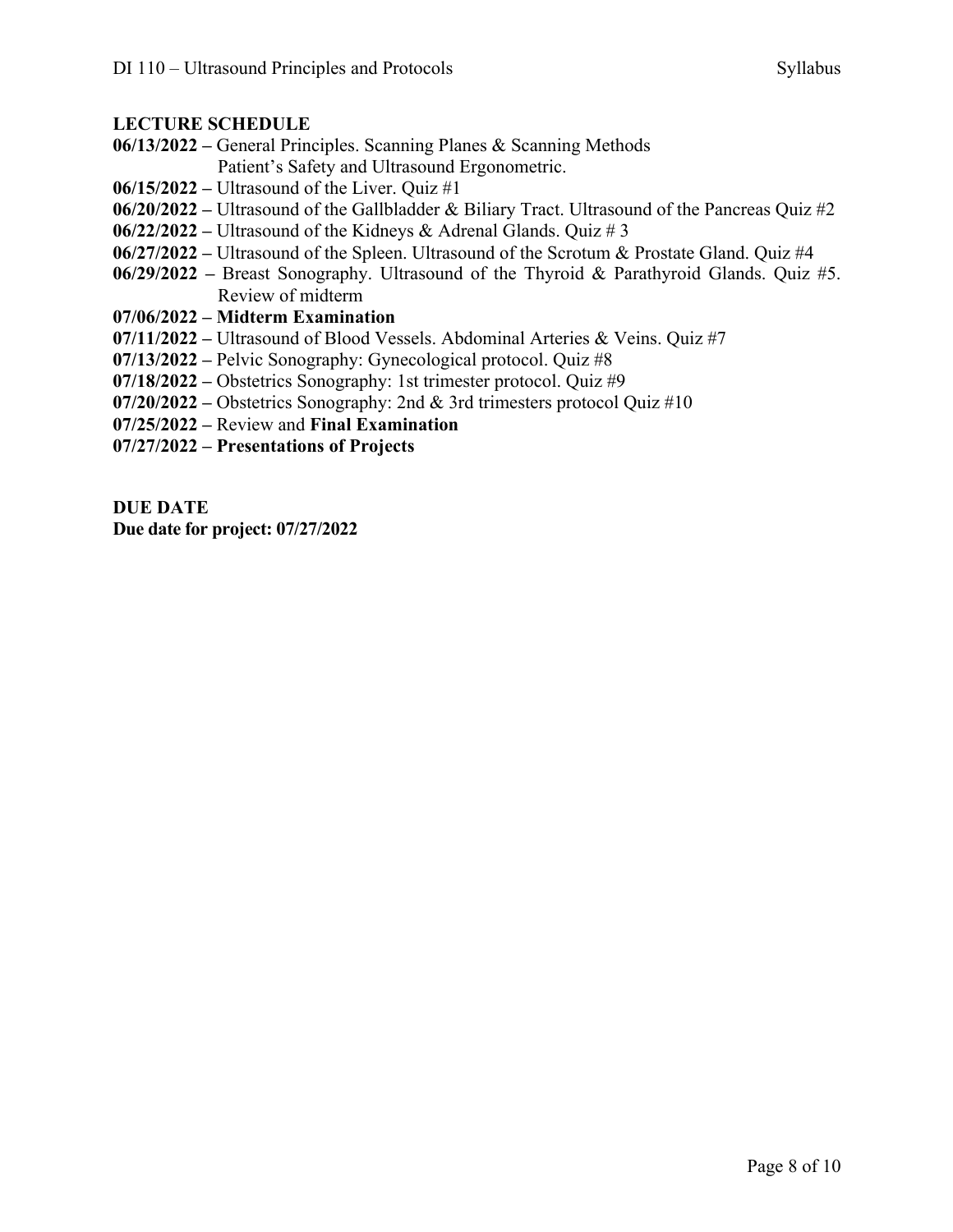## LECTURE SCHEDULE

**06/13/2022 –** General Principles. Scanning Planes & Scanning Methods
Patient's Safety and Ultrasound Ergonometric.
**06/15/2022 –** Ultrasound of the Liver. Quiz #1
**06/20/2022 –** Ultrasound of the Gallbladder & Biliary Tract. Ultrasound of the Pancreas Quiz #2
**06/22/2022 –** Ultrasound of the Kidneys & Adrenal Glands. Quiz # 3
**06/27/2022 –** Ultrasound of the Spleen. Ultrasound of the Scrotum & Prostate Gland. Quiz #4
**06/29/2022 –** Breast Sonography. Ultrasound of the Thyroid & Parathyroid Glands. Quiz #5. Review of midterm
**07/06/2022 – Midterm Examination**
**07/11/2022 –** Ultrasound of Blood Vessels. Abdominal Arteries & Veins. Quiz #7
**07/13/2022 –** Pelvic Sonography: Gynecological protocol. Quiz #8
**07/18/2022 –** Obstetrics Sonography: 1st trimester protocol. Quiz #9
**07/20/2022 –** Obstetrics Sonography: 2nd & 3rd trimesters protocol Quiz #10
**07/25/2022 –** Review and **Final Examination**
**07/27/2022 – Presentations of Projects**

## DUE DATE

**Due date for project: 07/27/2022**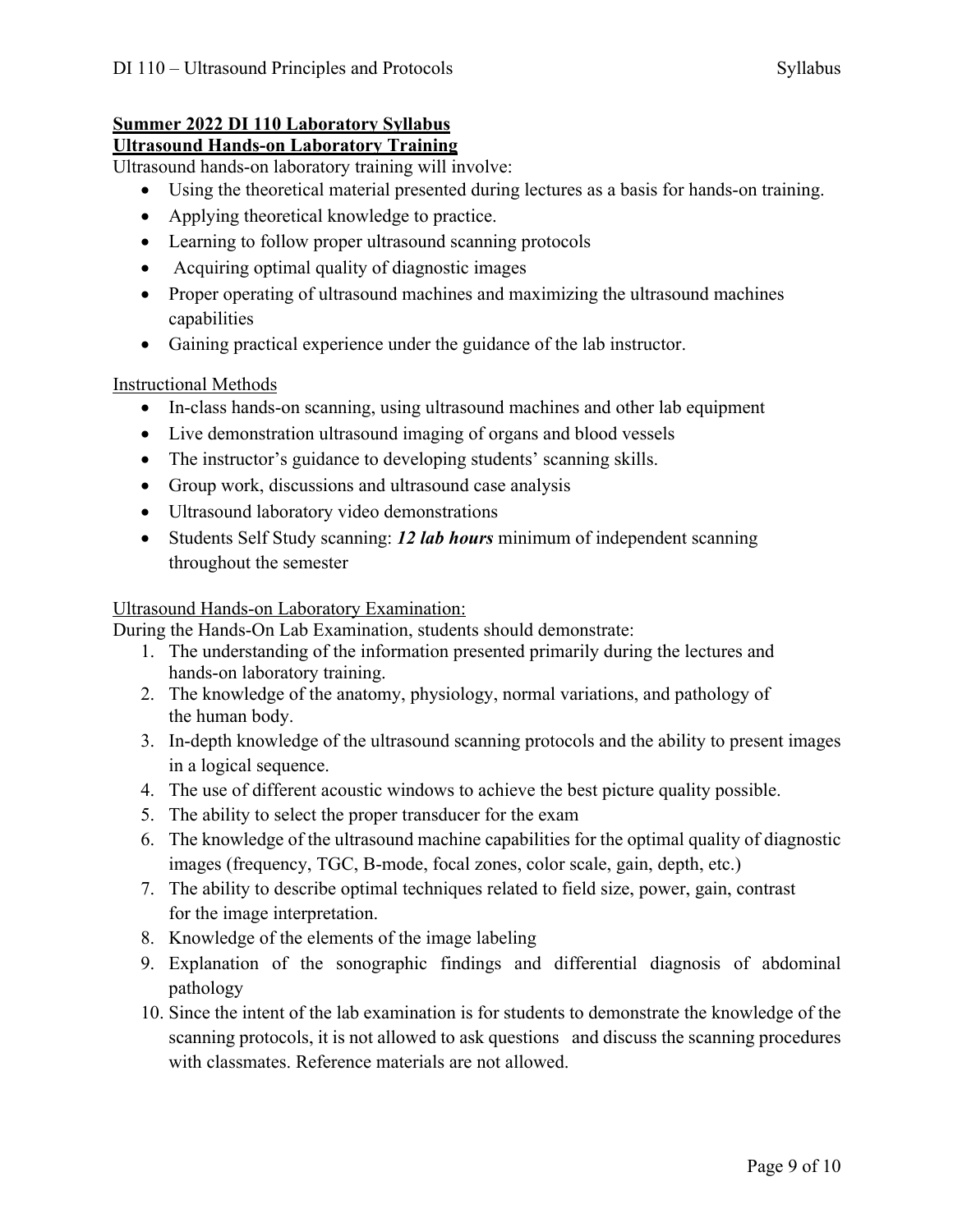**Summer 2022 DI 110 Laboratory Syllabus**
**Ultrasound Hands-on Laboratory Training**

Ultrasound hands-on laboratory training will involve:

- Using the theoretical material presented during lectures as a basis for hands-on training.
- Applying theoretical knowledge to practice.
- Learning to follow proper ultrasound scanning protocols
- Acquiring optimal quality of diagnostic images
- Proper operating of ultrasound machines and maximizing the ultrasound machines capabilities
- Gaining practical experience under the guidance of the lab instructor.

Instructional Methods

- In-class hands-on scanning, using ultrasound machines and other lab equipment
- Live demonstration ultrasound imaging of organs and blood vessels
- The instructor's guidance to developing students' scanning skills.
- Group work, discussions and ultrasound case analysis
- Ultrasound laboratory video demonstrations
- Students Self Study scanning: ***12 lab hours*** minimum of independent scanning throughout the semester

Ultrasound Hands-on Laboratory Examination:

During the Hands-On Lab Examination, students should demonstrate:

1. The understanding of the information presented primarily during the lectures and hands-on laboratory training.
2. The knowledge of the anatomy, physiology, normal variations, and pathology of the human body.
3. In-depth knowledge of the ultrasound scanning protocols and the ability to present images in a logical sequence.
4. The use of different acoustic windows to achieve the best picture quality possible.
5. The ability to select the proper transducer for the exam
6. The knowledge of the ultrasound machine capabilities for the optimal quality of diagnostic images (frequency, TGC, B-mode, focal zones, color scale, gain, depth, etc.)
7. The ability to describe optimal techniques related to field size, power, gain, contrast for the image interpretation.
8. Knowledge of the elements of the image labeling
9. Explanation of the sonographic findings and differential diagnosis of abdominal pathology
10. Since the intent of the lab examination is for students to demonstrate the knowledge of the scanning protocols, it is not allowed to ask questions and discuss the scanning procedures with classmates. Reference materials are not allowed.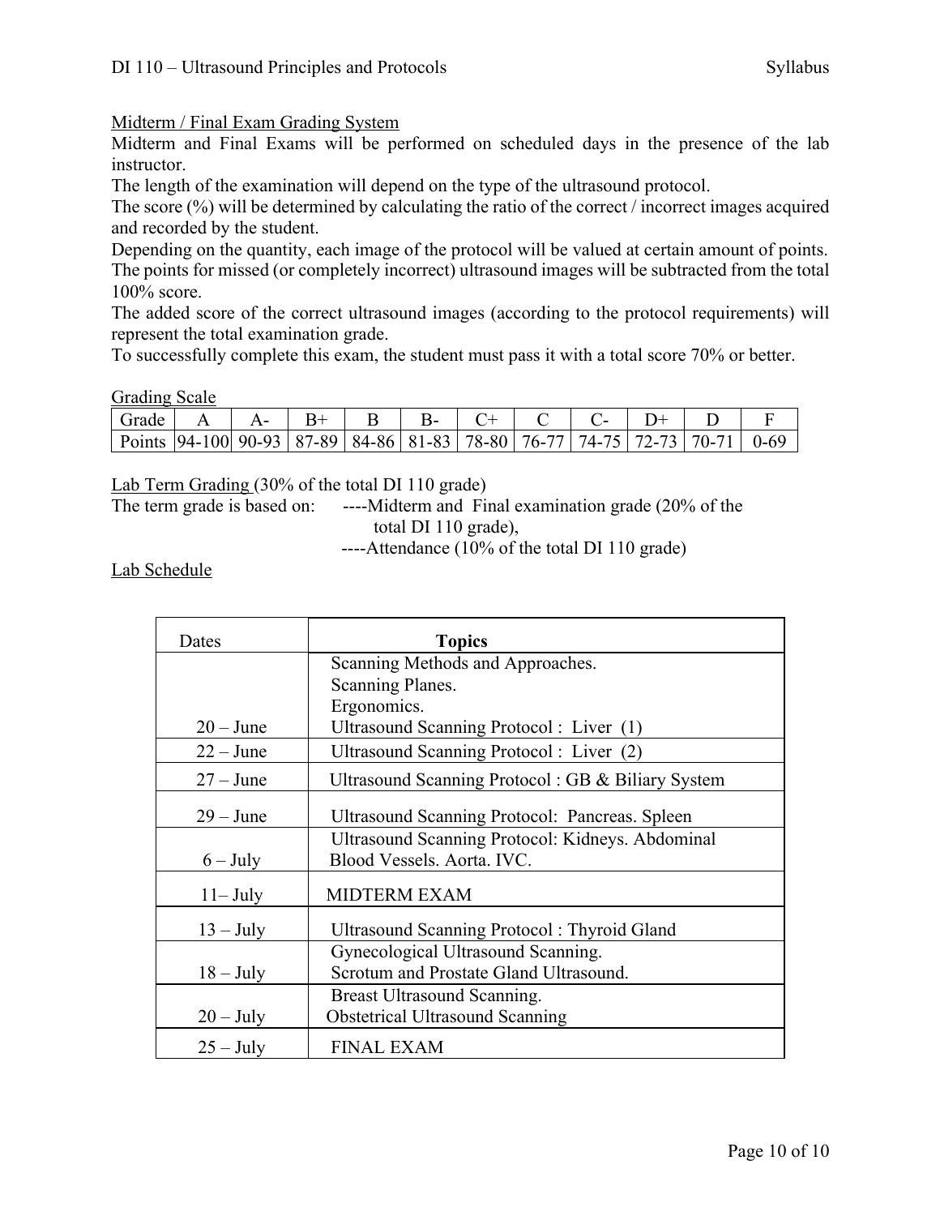Midterm / Final Exam Grading System

Midterm and Final Exams will be performed on scheduled days in the presence of the lab instructor.

The length of the examination will depend on the type of the ultrasound protocol.

The score (%) will be determined by calculating the ratio of the correct / incorrect images acquired and recorded by the student.

Depending on the quantity, each image of the protocol will be valued at certain amount of points. The points for missed (or completely incorrect) ultrasound images will be subtracted from the total 100% score.

The added score of the correct ultrasound images (according to the protocol requirements) will represent the total examination grade.

To successfully complete this exam, the student must pass it with a total score 70% or better.

Grading Scale

| Grade | A | A- | B+ | B | B- | C+ | C | C- | D+ | D | F |
|---|---|---|---|---|---|---|---|---|---|---|---|
| Points | 94-100 | 90-93 | 87-89 | 84-86 | 81-83 | 78-80 | 76-77 | 74-75 | 72-73 | 70-71 | 0-69 |

Lab Term Grading (30% of the total DI 110 grade)

The term grade is based on:
- ----Midterm and Final examination grade (20% of the total DI 110 grade),
- ----Attendance (10% of the total DI 110 grade)

Lab Schedule

| Dates | Topics |
|---|---|
| 20 – June | Scanning Methods and Approaches. Scanning Planes. Ergonomics. Ultrasound Scanning Protocol : Liver (1) |
| 22 – June | Ultrasound Scanning Protocol : Liver (2) |
| 27 – June | Ultrasound Scanning Protocol : GB & Biliary System |
| 29 – June | Ultrasound Scanning Protocol: Pancreas. Spleen |
| 6 – July | Ultrasound Scanning Protocol: Kidneys. Abdominal Blood Vessels. Aorta. IVC. |
| 11– July | MIDTERM EXAM |
| 13 – July | Ultrasound Scanning Protocol : Thyroid Gland |
| 18 – July | Gynecological Ultrasound Scanning. Scrotum and Prostate Gland Ultrasound. |
| 20 – July | Breast Ultrasound Scanning. Obstetrical Ultrasound Scanning |
| 25 – July | FINAL EXAM |